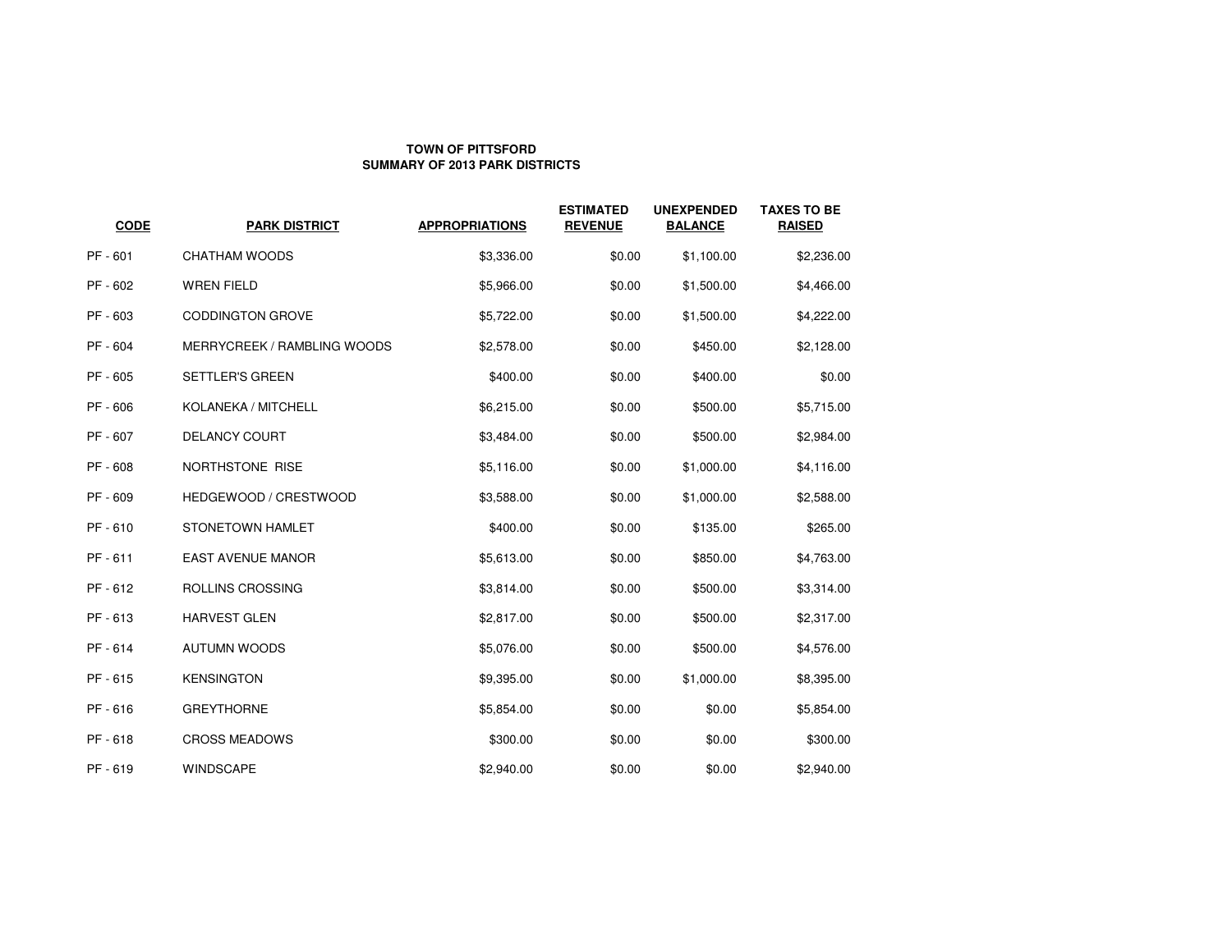**TOWN OF PITTSFORD**
**SUMMARY OF 2013 PARK DISTRICTS**

| CODE | PARK DISTRICT | APPROPRIATIONS | ESTIMATED REVENUE | UNEXPENDED BALANCE | TAXES TO BE RAISED |
|---|---|---|---|---|---|
| PF - 601 | CHATHAM WOODS | $3,336.00 | $0.00 | $1,100.00 | $2,236.00 |
| PF - 602 | WREN FIELD | $5,966.00 | $0.00 | $1,500.00 | $4,466.00 |
| PF - 603 | CODDINGTON GROVE | $5,722.00 | $0.00 | $1,500.00 | $4,222.00 |
| PF - 604 | MERRYCREEK / RAMBLING WOODS | $2,578.00 | $0.00 | $450.00 | $2,128.00 |
| PF - 605 | SETTLER'S GREEN | $400.00 | $0.00 | $400.00 | $0.00 |
| PF - 606 | KOLANEKA / MITCHELL | $6,215.00 | $0.00 | $500.00 | $5,715.00 |
| PF - 607 | DELANCY COURT | $3,484.00 | $0.00 | $500.00 | $2,984.00 |
| PF - 608 | NORTHSTONE RISE | $5,116.00 | $0.00 | $1,000.00 | $4,116.00 |
| PF - 609 | HEDGEWOOD / CRESTWOOD | $3,588.00 | $0.00 | $1,000.00 | $2,588.00 |
| PF - 610 | STONETOWN HAMLET | $400.00 | $0.00 | $135.00 | $265.00 |
| PF - 611 | EAST AVENUE MANOR | $5,613.00 | $0.00 | $850.00 | $4,763.00 |
| PF - 612 | ROLLINS CROSSING | $3,814.00 | $0.00 | $500.00 | $3,314.00 |
| PF - 613 | HARVEST GLEN | $2,817.00 | $0.00 | $500.00 | $2,317.00 |
| PF - 614 | AUTUMN WOODS | $5,076.00 | $0.00 | $500.00 | $4,576.00 |
| PF - 615 | KENSINGTON | $9,395.00 | $0.00 | $1,000.00 | $8,395.00 |
| PF - 616 | GREYTHORNE | $5,854.00 | $0.00 | $0.00 | $5,854.00 |
| PF - 618 | CROSS MEADOWS | $300.00 | $0.00 | $0.00 | $300.00 |
| PF - 619 | WINDSCAPE | $2,940.00 | $0.00 | $0.00 | $2,940.00 |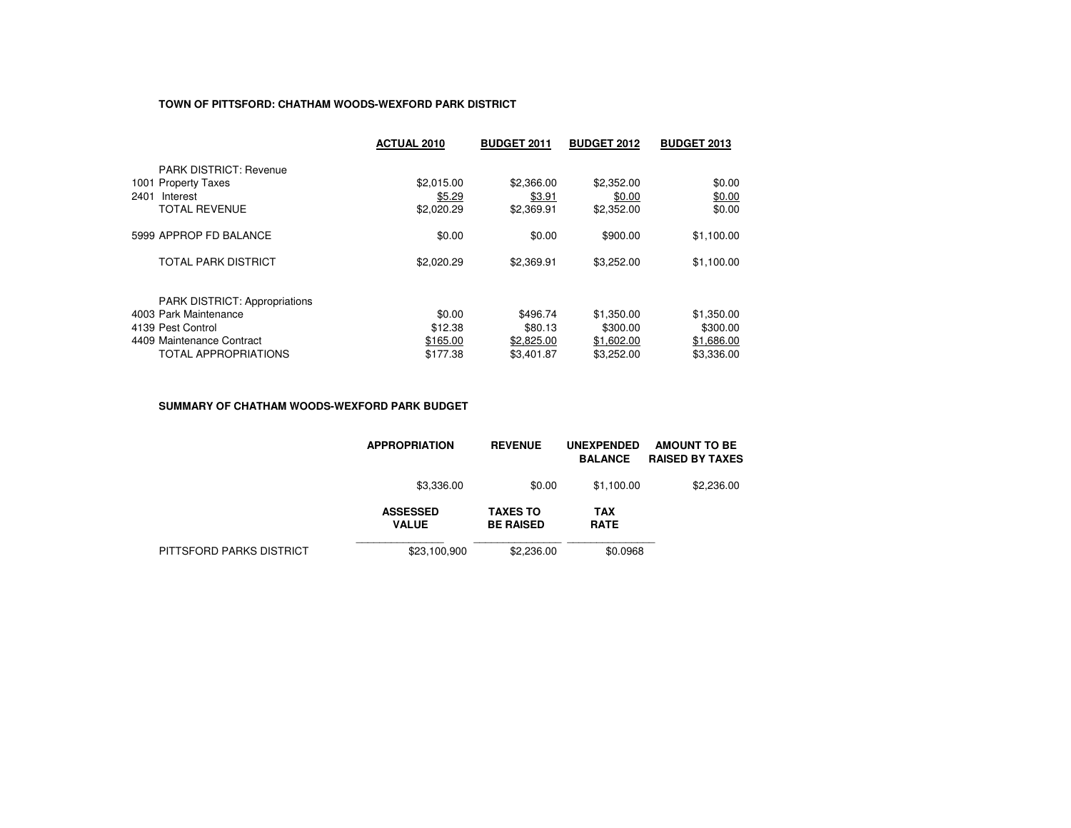**TOWN OF PITTSFORD: CHATHAM WOODS-WEXFORD PARK DISTRICT**

| | ACTUAL 2010 | BUDGET 2011 | BUDGET 2012 | BUDGET 2013 |
|---|---|---|---|---|
| PARK DISTRICT: Revenue | | | | |
| 1001 Property Taxes | $2,015.00 | $2,366.00 | $2,352.00 | $0.00 |
| 2401 Interest | $5.29 | $3.91 | $0.00 | $0.00 |
| TOTAL REVENUE | $2,020.29 | $2,369.91 | $2,352.00 | $0.00 |
| 5999 APPROP FD BALANCE | $0.00 | $0.00 | $900.00 | $1,100.00 |
| TOTAL PARK DISTRICT | $2,020.29 | $2,369.91 | $3,252.00 | $1,100.00 |
| PARK DISTRICT: Appropriations | | | | |
| 4003 Park Maintenance | $0.00 | $496.74 | $1,350.00 | $1,350.00 |
| 4139 Pest Control | $12.38 | $80.13 | $300.00 | $300.00 |
| 4409 Maintenance Contract | $165.00 | $2,825.00 | $1,602.00 | $1,686.00 |
| TOTAL APPROPRIATIONS | $177.38 | $3,401.87 | $3,252.00 | $3,336.00 |

**SUMMARY OF CHATHAM WOODS-WEXFORD PARK BUDGET**

| APPROPRIATION | REVENUE | UNEXPENDED BALANCE | AMOUNT TO BE RAISED BY TAXES |
|---|---|---|---|
| $3,336.00 | $0.00 | $1,100.00 | $2,236.00 |

| | ASSESSED VALUE | TAXES TO BE RAISED | TAX RATE |
|---|---|---|---|
| PITTSFORD PARKS DISTRICT | $23,100,900 | $2,236.00 | $0.0968 |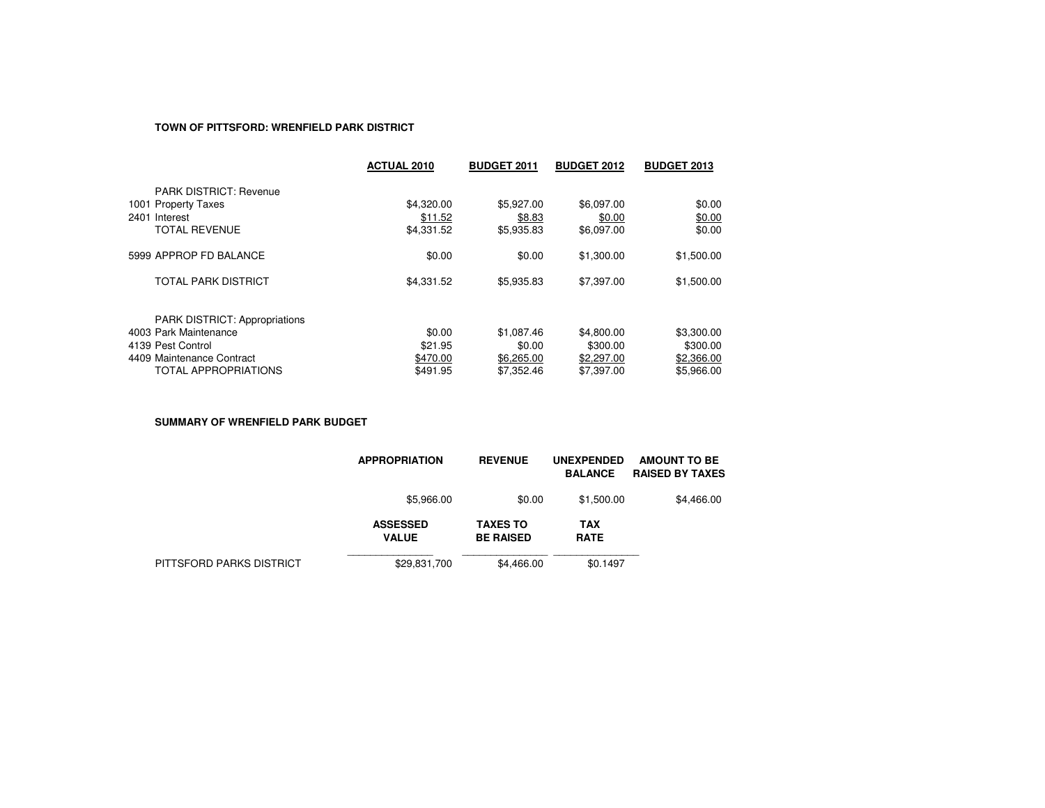**TOWN OF PITTSFORD: WRENFIELD PARK DISTRICT**

| | ACTUAL 2010 | BUDGET 2011 | BUDGET 2012 | BUDGET 2013 |
|---|---|---|---|---|
| PARK DISTRICT: Revenue | | | | |
| 1001 Property Taxes | $4,320.00 | $5,927.00 | $6,097.00 | $0.00 |
| 2401 Interest | $11.52 | $8.83 | $0.00 | $0.00 |
| TOTAL REVENUE | $4,331.52 | $5,935.83 | $6,097.00 | $0.00 |
| 5999 APPROP FD BALANCE | $0.00 | $0.00 | $1,300.00 | $1,500.00 |
| TOTAL PARK DISTRICT | $4,331.52 | $5,935.83 | $7,397.00 | $1,500.00 |
| PARK DISTRICT: Appropriations | | | | |
| 4003 Park Maintenance | $0.00 | $1,087.46 | $4,800.00 | $3,300.00 |
| 4139 Pest Control | $21.95 | $0.00 | $300.00 | $300.00 |
| 4409 Maintenance Contract | $470.00 | $6,265.00 | $2,297.00 | $2,366.00 |
| TOTAL APPROPRIATIONS | $491.95 | $7,352.46 | $7,397.00 | $5,966.00 |

**SUMMARY OF WRENFIELD PARK BUDGET**

| APPROPRIATION | REVENUE | UNEXPENDED BALANCE | AMOUNT TO BE RAISED BY TAXES |
|---|---|---|---|
| $5,966.00 | $0.00 | $1,500.00 | $4,466.00 |

| | ASSESSED VALUE | TAXES TO BE RAISED | TAX RATE |
|---|---|---|---|
| PITTSFORD PARKS DISTRICT | $29,831,700 | $4,466.00 | $0.1497 |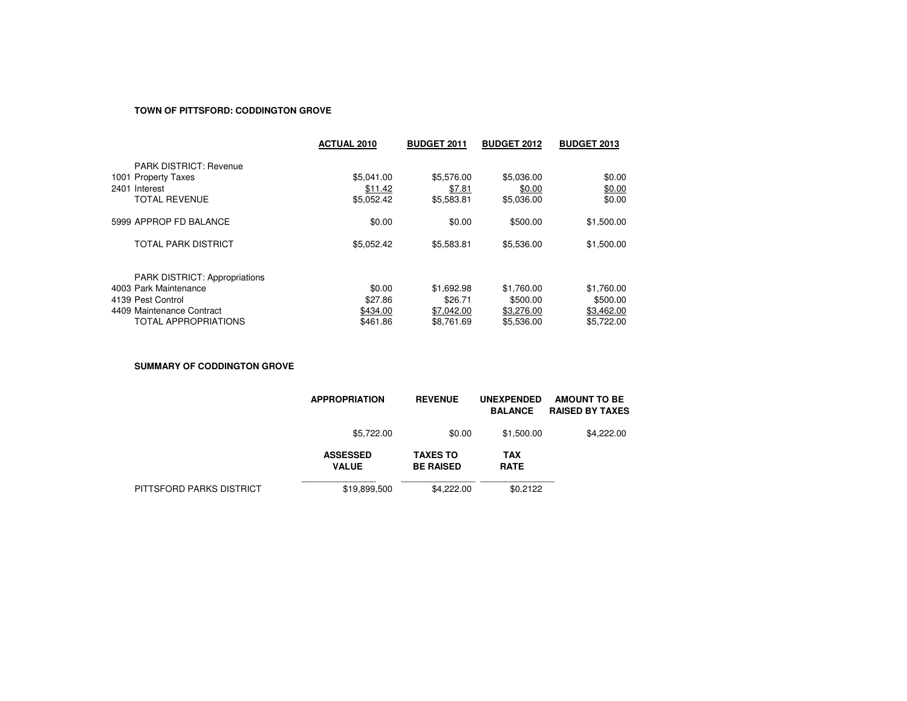**TOWN OF PITTSFORD: CODDINGTON GROVE**

| | ACTUAL 2010 | BUDGET 2011 | BUDGET 2012 | BUDGET 2013 |
|---|---|---|---|---|
| PARK DISTRICT: Revenue | | | | |
| 1001 Property Taxes | $5,041.00 | $5,576.00 | $5,036.00 | $0.00 |
| 2401 Interest | $11.42 | $7.81 | $0.00 | $0.00 |
| TOTAL REVENUE | $5,052.42 | $5,583.81 | $5,036.00 | $0.00 |
| 5999 APPROP FD BALANCE | $0.00 | $0.00 | $500.00 | $1,500.00 |
| TOTAL PARK DISTRICT | $5,052.42 | $5,583.81 | $5,536.00 | $1,500.00 |
| PARK DISTRICT: Appropriations | | | | |
| 4003 Park Maintenance | $0.00 | $1,692.98 | $1,760.00 | $1,760.00 |
| 4139 Pest Control | $27.86 | $26.71 | $500.00 | $500.00 |
| 4409 Maintenance Contract | $434.00 | $7,042.00 | $3,276.00 | $3,462.00 |
| TOTAL APPROPRIATIONS | $461.86 | $8,761.69 | $5,536.00 | $5,722.00 |

**SUMMARY OF CODDINGTON GROVE**

| | APPROPRIATION | REVENUE | UNEXPENDED BALANCE | AMOUNT TO BE RAISED BY TAXES |
|---|---|---|---|---|
| | $5,722.00 | $0.00 | $1,500.00 | $4,222.00 |

| | ASSESSED VALUE | TAXES TO BE RAISED | TAX RATE |
|---|---|---|---|
| PITTSFORD PARKS DISTRICT | $19,899,500 | $4,222.00 | $0.2122 |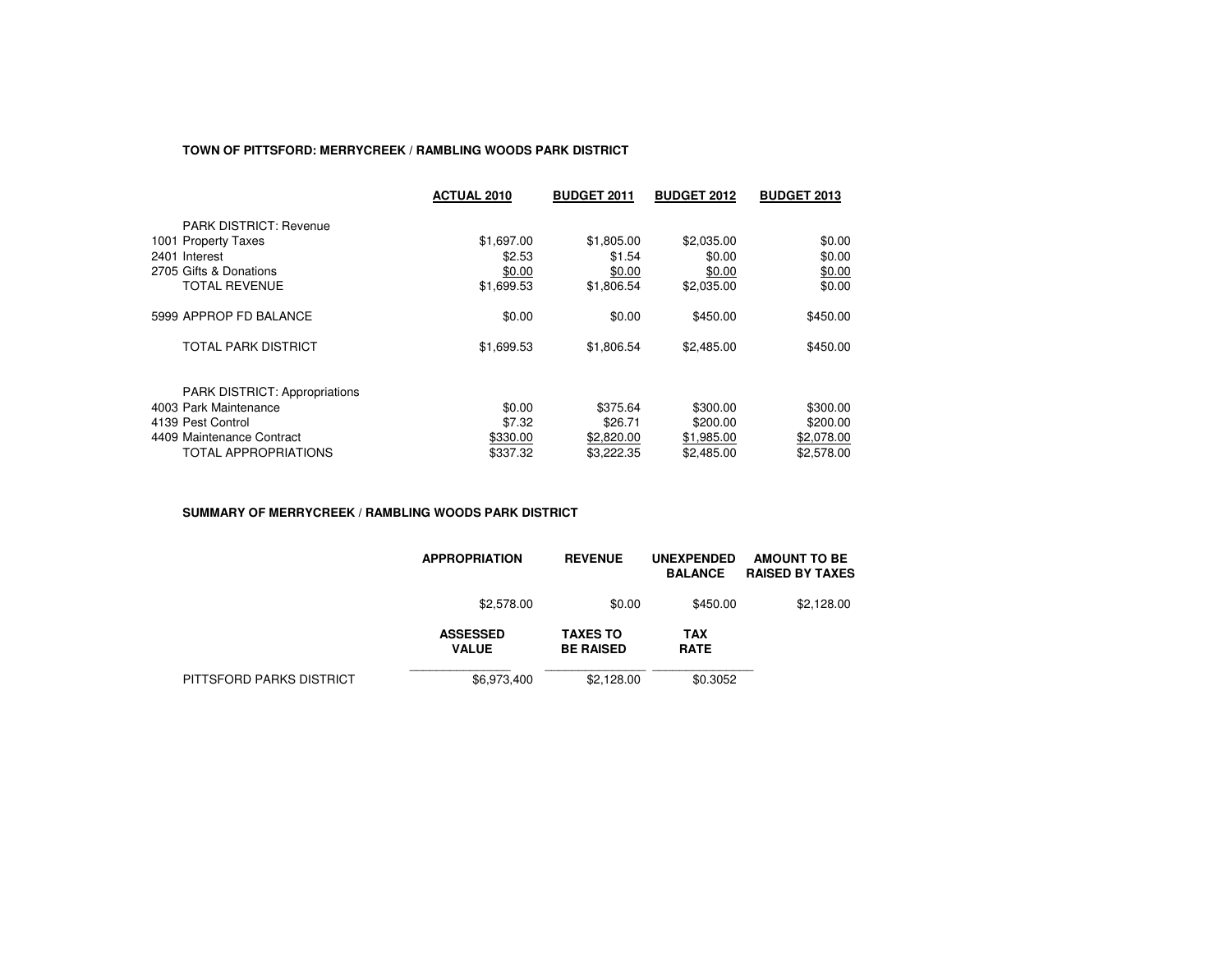**TOWN OF PITTSFORD: MERRYCREEK / RAMBLING WOODS PARK DISTRICT**

| | ACTUAL 2010 | BUDGET 2011 | BUDGET 2012 | BUDGET 2013 |
|---|---|---|---|---|
| PARK DISTRICT: Revenue | | | | |
| 1001 Property Taxes | $1,697.00 | $1,805.00 | $2,035.00 | $0.00 |
| 2401 Interest | $2.53 | $1.54 | $0.00 | $0.00 |
| 2705 Gifts & Donations | $0.00 | $0.00 | $0.00 | $0.00 |
| TOTAL REVENUE | $1,699.53 | $1,806.54 | $2,035.00 | $0.00 |
| 5999 APPROP FD BALANCE | $0.00 | $0.00 | $450.00 | $450.00 |
| TOTAL PARK DISTRICT | $1,699.53 | $1,806.54 | $2,485.00 | $450.00 |
| PARK DISTRICT: Appropriations | | | | |
| 4003 Park Maintenance | $0.00 | $375.64 | $300.00 | $300.00 |
| 4139 Pest Control | $7.32 | $26.71 | $200.00 | $200.00 |
| 4409 Maintenance Contract | $330.00 | $2,820.00 | $1,985.00 | $2,078.00 |
| TOTAL APPROPRIATIONS | $337.32 | $3,222.35 | $2,485.00 | $2,578.00 |

**SUMMARY OF MERRYCREEK / RAMBLING WOODS PARK DISTRICT**

| APPROPRIATION | REVENUE | UNEXPENDED BALANCE | AMOUNT TO BE RAISED BY TAXES |
|---|---|---|---|
| $2,578.00 | $0.00 | $450.00 | $2,128.00 |

| | ASSESSED VALUE | TAXES TO BE RAISED | TAX RATE |
|---|---|---|---|
| PITTSFORD PARKS DISTRICT | $6,973,400 | $2,128.00 | $0.3052 |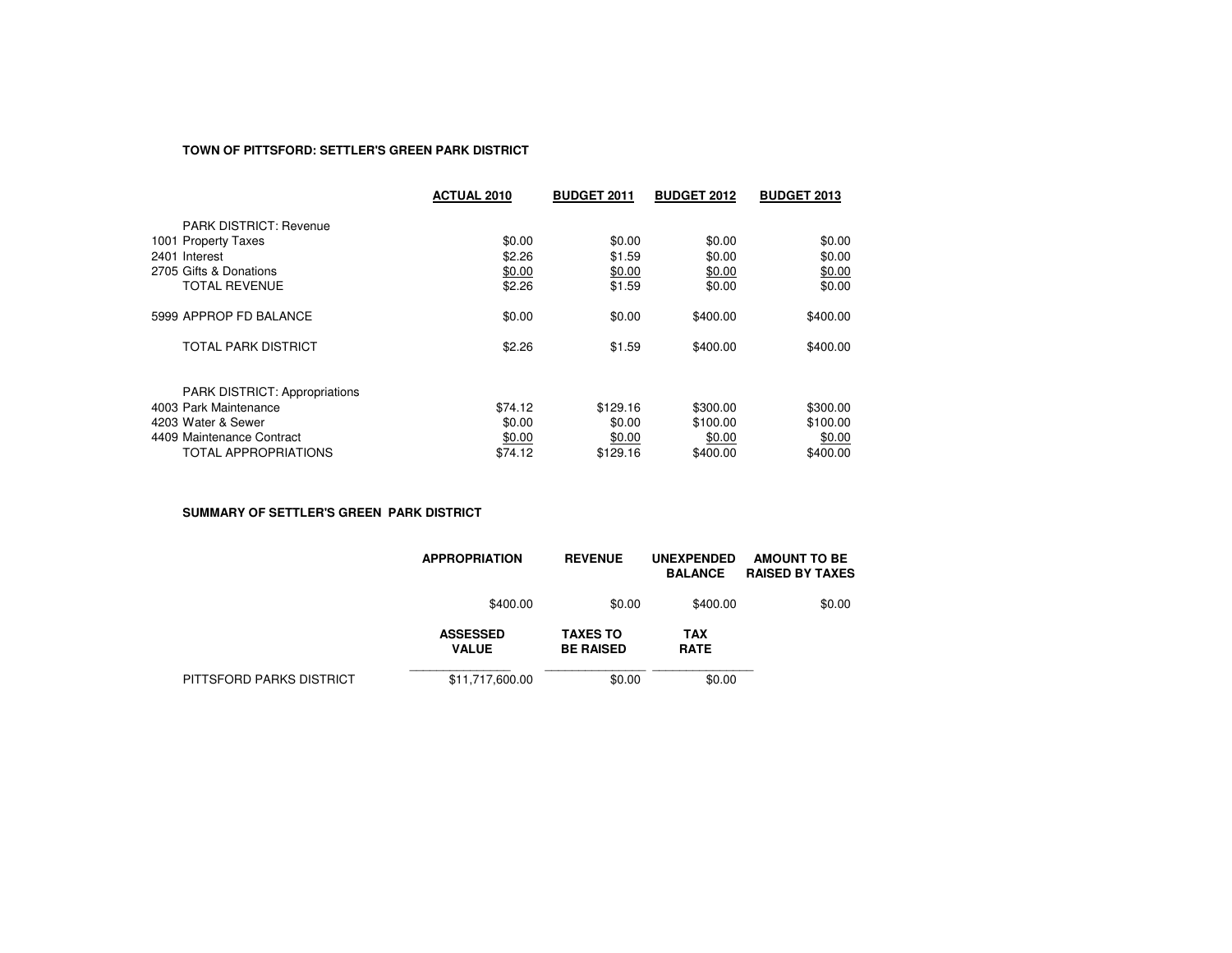**TOWN OF PITTSFORD: SETTLER'S GREEN PARK DISTRICT**

| | ACTUAL 2010 | BUDGET 2011 | BUDGET 2012 | BUDGET 2013 |
|---|---|---|---|---|
| PARK DISTRICT: Revenue | | | | |
| 1001 Property Taxes | $0.00 | $0.00 | $0.00 | $0.00 |
| 2401 Interest | $2.26 | $1.59 | $0.00 | $0.00 |
| 2705 Gifts & Donations | $0.00 | $0.00 | $0.00 | $0.00 |
| TOTAL REVENUE | $2.26 | $1.59 | $0.00 | $0.00 |
| 5999 APPROP FD BALANCE | $0.00 | $0.00 | $400.00 | $400.00 |
| TOTAL PARK DISTRICT | $2.26 | $1.59 | $400.00 | $400.00 |
| PARK DISTRICT: Appropriations | | | | |
| 4003 Park Maintenance | $74.12 | $129.16 | $300.00 | $300.00 |
| 4203 Water & Sewer | $0.00 | $0.00 | $100.00 | $100.00 |
| 4409 Maintenance Contract | $0.00 | $0.00 | $0.00 | $0.00 |
| TOTAL APPROPRIATIONS | $74.12 | $129.16 | $400.00 | $400.00 |

**SUMMARY OF SETTLER'S GREEN PARK DISTRICT**

| APPROPRIATION | REVENUE | UNEXPENDED BALANCE | AMOUNT TO BE RAISED BY TAXES |
|---|---|---|---|
| $400.00 | $0.00 | $400.00 | $0.00 |

| | ASSESSED VALUE | TAXES TO BE RAISED | TAX RATE |
|---|---|---|---|
| PITTSFORD PARKS DISTRICT | $11,717,600.00 | $0.00 | $0.00 |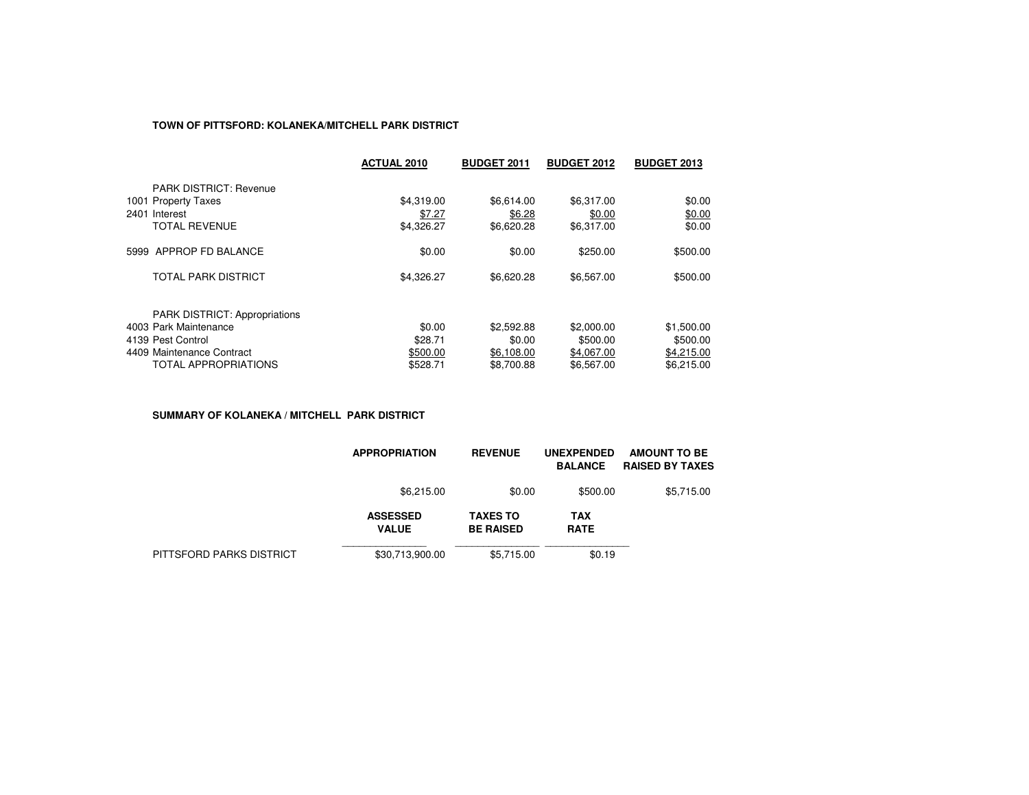**TOWN OF PITTSFORD: KOLANEKA/MITCHELL PARK DISTRICT**

| | ACTUAL 2010 | BUDGET 2011 | BUDGET 2012 | BUDGET 2013 |
|---|---|---|---|---|
| PARK DISTRICT: Revenue | | | | |
| 1001 Property Taxes | $4,319.00 | $6,614.00 | $6,317.00 | $0.00 |
| 2401 Interest | $7.27 | $6.28 | $0.00 | $0.00 |
| TOTAL REVENUE | $4,326.27 | $6,620.28 | $6,317.00 | $0.00 |
| 5999 APPROP FD BALANCE | $0.00 | $0.00 | $250.00 | $500.00 |
| TOTAL PARK DISTRICT | $4,326.27 | $6,620.28 | $6,567.00 | $500.00 |
| PARK DISTRICT: Appropriations | | | | |
| 4003 Park Maintenance | $0.00 | $2,592.88 | $2,000.00 | $1,500.00 |
| 4139 Pest Control | $28.71 | $0.00 | $500.00 | $500.00 |
| 4409 Maintenance Contract | $500.00 | $6,108.00 | $4,067.00 | $4,215.00 |
| TOTAL APPROPRIATIONS | $528.71 | $8,700.88 | $6,567.00 | $6,215.00 |

**SUMMARY OF KOLANEKA / MITCHELL PARK DISTRICT**

| | APPROPRIATION | REVENUE | UNEXPENDED BALANCE | AMOUNT TO BE RAISED BY TAXES |
|---|---|---|---|---|
| | $6,215.00 | $0.00 | $500.00 | $5,715.00 |

| | ASSESSED VALUE | TAXES TO BE RAISED | TAX RATE |
|---|---|---|---|
| PITTSFORD PARKS DISTRICT | $30,713,900.00 | $5,715.00 | $0.19 |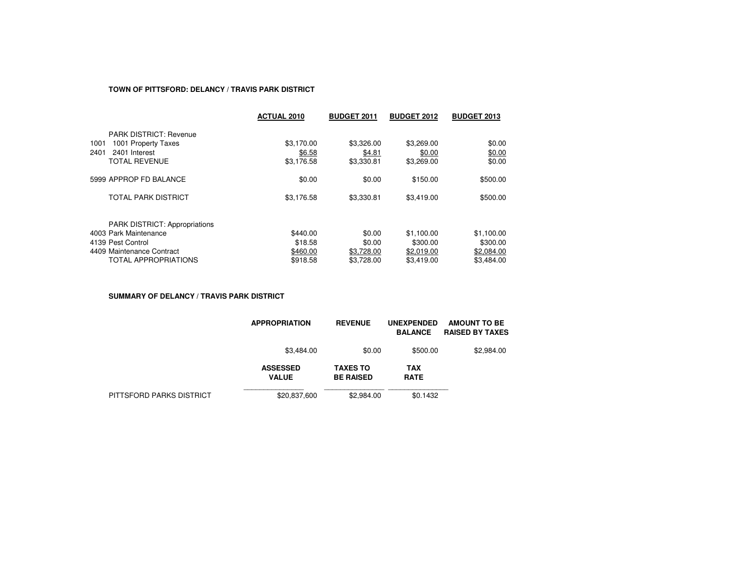**TOWN OF PITTSFORD: DELANCY / TRAVIS PARK DISTRICT**

| | | ACTUAL 2010 | BUDGET 2011 | BUDGET 2012 | BUDGET 2013 |
|---|---|---|---|---|---|
| | PARK DISTRICT: Revenue | | | | |
| 1001 | 1001 Property Taxes | $3,170.00 | $3,326.00 | $3,269.00 | $0.00 |
| 2401 | 2401 Interest | $6.58 | $4.81 | $0.00 | $0.00 |
| | TOTAL REVENUE | $3,176.58 | $3,330.81 | $3,269.00 | $0.00 |
| 5999 | APPROP FD BALANCE | $0.00 | $0.00 | $150.00 | $500.00 |
| | TOTAL PARK DISTRICT | $3,176.58 | $3,330.81 | $3,419.00 | $500.00 |
| | PARK DISTRICT: Appropriations | | | | |
| 4003 | Park Maintenance | $440.00 | $0.00 | $1,100.00 | $1,100.00 |
| 4139 | Pest Control | $18.58 | $0.00 | $300.00 | $300.00 |
| 4409 | Maintenance Contract | $460.00 | $3,728.00 | $2,019.00 | $2,084.00 |
| | TOTAL APPROPRIATIONS | $918.58 | $3,728.00 | $3,419.00 | $3,484.00 |

**SUMMARY OF DELANCY / TRAVIS PARK DISTRICT**

| | APPROPRIATION | REVENUE | UNEXPENDED BALANCE | AMOUNT TO BE RAISED BY TAXES |
|---|---|---|---|---|
| | $3,484.00 | $0.00 | $500.00 | $2,984.00 |

| | ASSESSED VALUE | TAXES TO BE RAISED | TAX RATE |
|---|---|---|---|
| PITTSFORD PARKS DISTRICT | $20,837,600 | $2,984.00 | $0.1432 |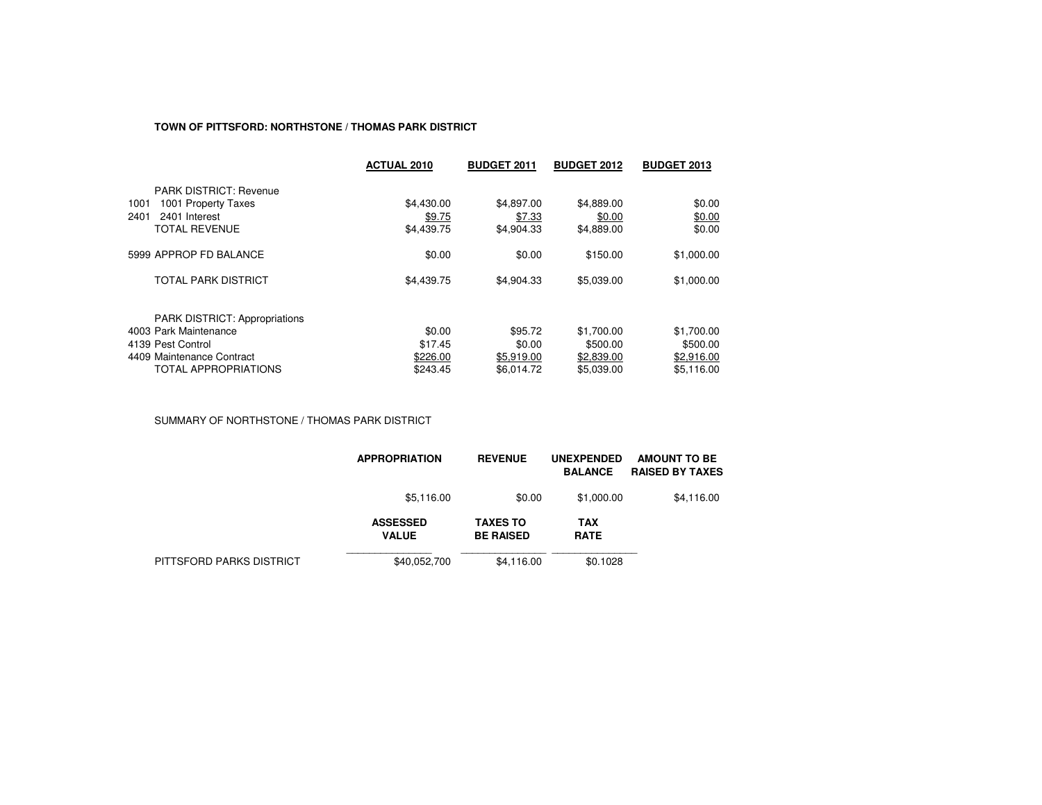**TOWN OF PITTSFORD: NORTHSTONE / THOMAS PARK DISTRICT**

| | | ACTUAL 2010 | BUDGET 2011 | BUDGET 2012 | BUDGET 2013 |
|---|---|---|---|---|---|
| | PARK DISTRICT: Revenue | | | | |
| 1001 | 1001 Property Taxes | $4,430.00 | $4,897.00 | $4,889.00 | $0.00 |
| 2401 | 2401 Interest | $9.75 | $7.33 | $0.00 | $0.00 |
| | TOTAL REVENUE | $4,439.75 | $4,904.33 | $4,889.00 | $0.00 |
| | 5999 APPROP FD BALANCE | $0.00 | $0.00 | $150.00 | $1,000.00 |
| | TOTAL PARK DISTRICT | $4,439.75 | $4,904.33 | $5,039.00 | $1,000.00 |
| | PARK DISTRICT: Appropriations | | | | |
| | 4003 Park Maintenance | $0.00 | $95.72 | $1,700.00 | $1,700.00 |
| | 4139 Pest Control | $17.45 | $0.00 | $500.00 | $500.00 |
| | 4409 Maintenance Contract | $226.00 | $5,919.00 | $2,839.00 | $2,916.00 |
| | TOTAL APPROPRIATIONS | $243.45 | $6,014.72 | $5,039.00 | $5,116.00 |

SUMMARY OF NORTHSTONE / THOMAS PARK DISTRICT

| APPROPRIATION | REVENUE | UNEXPENDED BALANCE | AMOUNT TO BE RAISED BY TAXES |
|---|---|---|---|
| $5,116.00 | $0.00 | $1,000.00 | $4,116.00 |

| | ASSESSED VALUE | TAXES TO BE RAISED | TAX RATE |
|---|---|---|---|
| PITTSFORD PARKS DISTRICT | $40,052,700 | $4,116.00 | $0.1028 |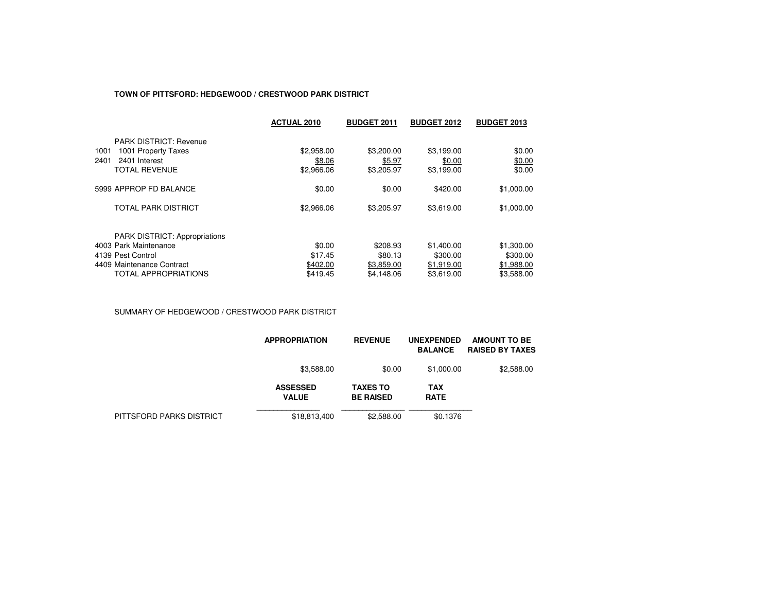**TOWN OF PITTSFORD: HEDGEWOOD / CRESTWOOD PARK DISTRICT**

| | | ACTUAL 2010 | BUDGET 2011 | BUDGET 2012 | BUDGET 2013 |
|---|---|---|---|---|---|
| | PARK DISTRICT: Revenue | | | | |
| 1001 | 1001 Property Taxes | $2,958.00 | $3,200.00 | $3,199.00 | $0.00 |
| 2401 | 2401 Interest | $8.06 | $5.97 | $0.00 | $0.00 |
| | TOTAL REVENUE | $2,966.06 | $3,205.97 | $3,199.00 | $0.00 |
| 5999 | APPROP FD BALANCE | $0.00 | $0.00 | $420.00 | $1,000.00 |
| | TOTAL PARK DISTRICT | $2,966.06 | $3,205.97 | $3,619.00 | $1,000.00 |
| | PARK DISTRICT: Appropriations | | | | |
| 4003 | Park Maintenance | $0.00 | $208.93 | $1,400.00 | $1,300.00 |
| 4139 | Pest Control | $17.45 | $80.13 | $300.00 | $300.00 |
| 4409 | Maintenance Contract | $402.00 | $3,859.00 | $1,919.00 | $1,988.00 |
| | TOTAL APPROPRIATIONS | $419.45 | $4,148.06 | $3,619.00 | $3,588.00 |

SUMMARY OF HEDGEWOOD / CRESTWOOD PARK DISTRICT

| | APPROPRIATION | REVENUE | UNEXPENDED BALANCE | AMOUNT TO BE RAISED BY TAXES |
|---|---|---|---|---|
| | $3,588.00 | $0.00 | $1,000.00 | $2,588.00 |

| | ASSESSED VALUE | TAXES TO BE RAISED | TAX RATE |
|---|---|---|---|
| PITTSFORD PARKS DISTRICT | $18,813,400 | $2,588.00 | $0.1376 |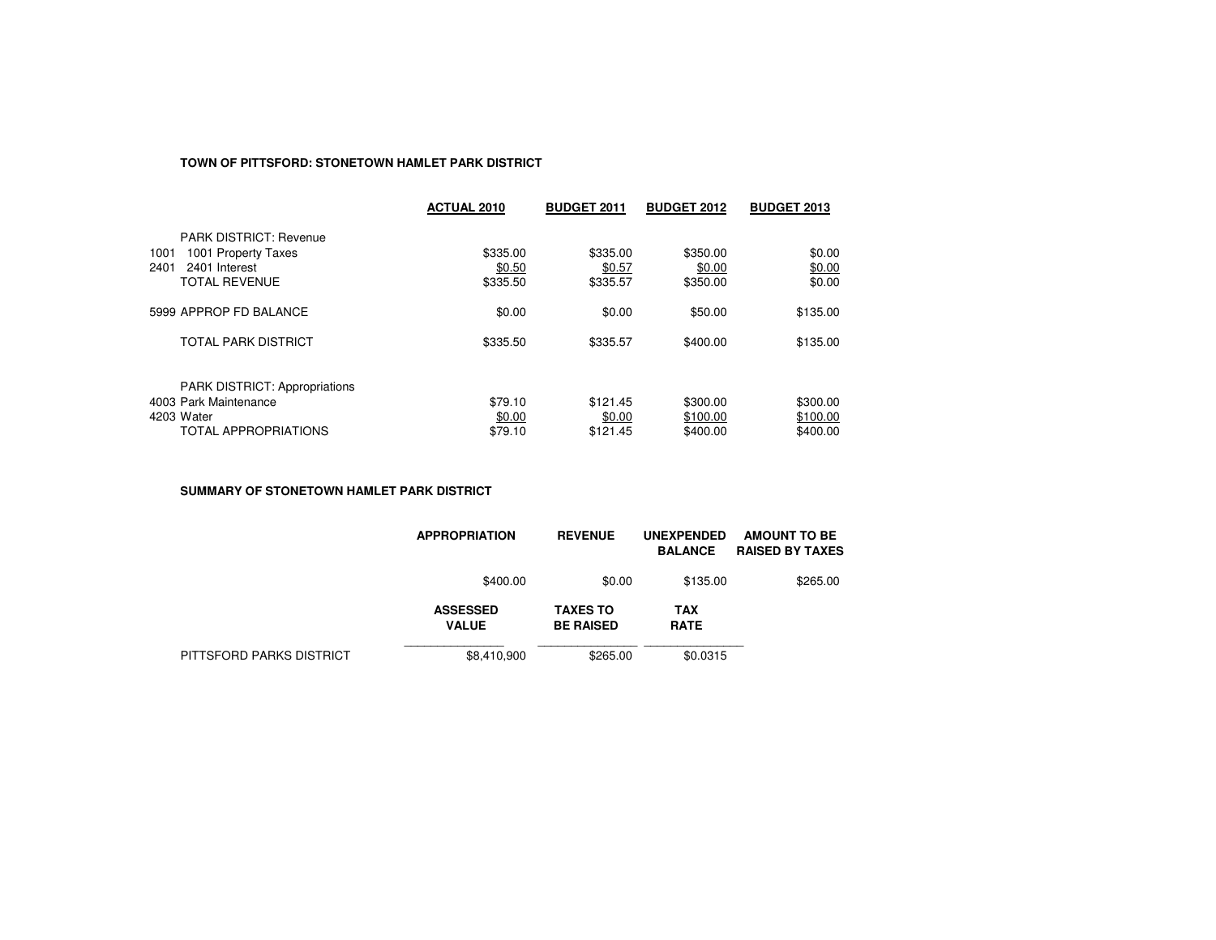**TOWN OF PITTSFORD: STONETOWN HAMLET PARK DISTRICT**

| | | ACTUAL 2010 | BUDGET 2011 | BUDGET 2012 | BUDGET 2013 |
|---|---|---|---|---|---|
| | PARK DISTRICT: Revenue | | | | |
| 1001 | 1001 Property Taxes | $335.00 | $335.00 | $350.00 | $0.00 |
| 2401 | 2401 Interest | $0.50 | $0.57 | $0.00 | $0.00 |
| | TOTAL REVENUE | $335.50 | $335.57 | $350.00 | $0.00 |
| 5999 | APPROP FD BALANCE | $0.00 | $0.00 | $50.00 | $135.00 |
| | TOTAL PARK DISTRICT | $335.50 | $335.57 | $400.00 | $135.00 |
| | PARK DISTRICT: Appropriations | | | | |
| 4003 | Park Maintenance | $79.10 | $121.45 | $300.00 | $300.00 |
| 4203 | Water | $0.00 | $0.00 | $100.00 | $100.00 |
| | TOTAL APPROPRIATIONS | $79.10 | $121.45 | $400.00 | $400.00 |

**SUMMARY OF STONETOWN HAMLET PARK DISTRICT**

| APPROPRIATION | REVENUE | UNEXPENDED BALANCE | AMOUNT TO BE RAISED BY TAXES |
|---|---|---|---|
| $400.00 | $0.00 | $135.00 | $265.00 |

| | ASSESSED VALUE | TAXES TO BE RAISED | TAX RATE |
|---|---|---|---|
| PITTSFORD PARKS DISTRICT | $8,410,900 | $265.00 | $0.0315 |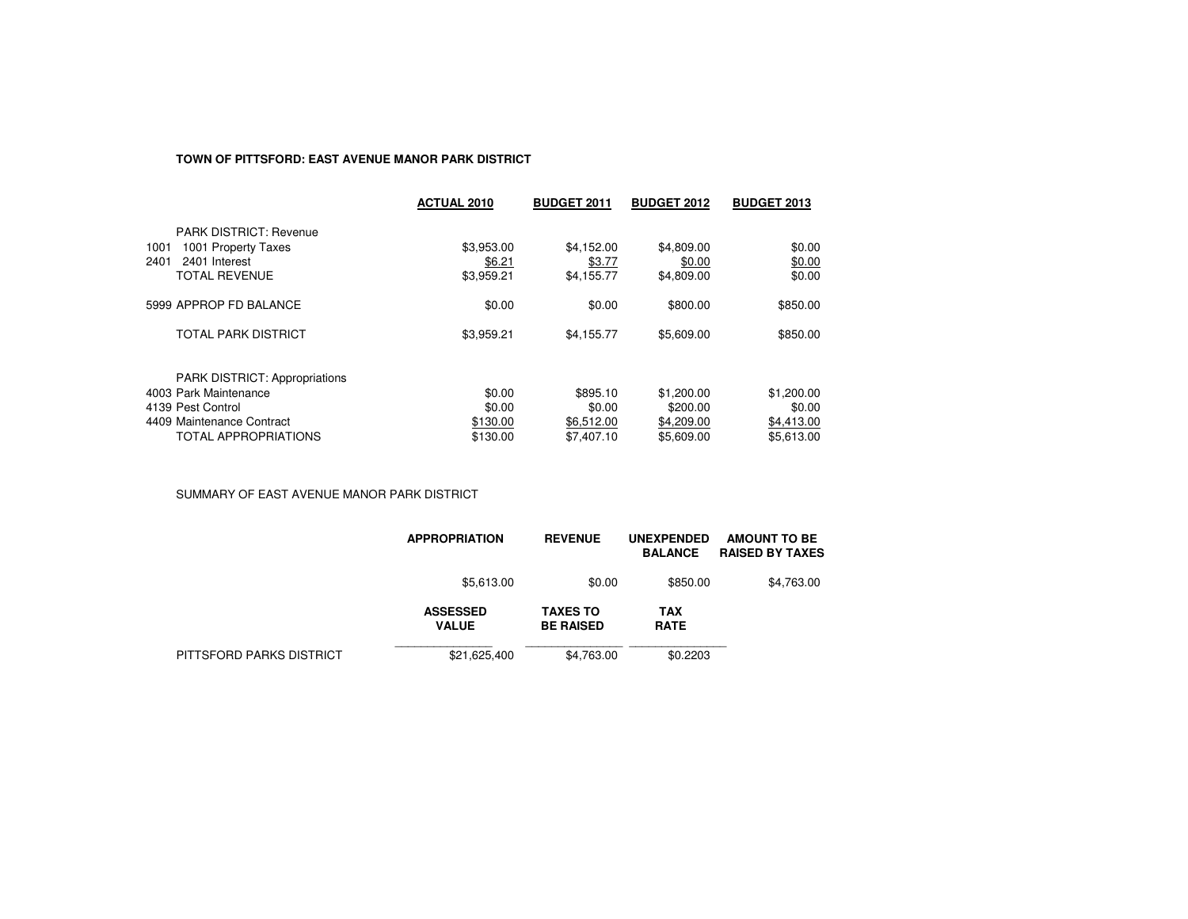**TOWN OF PITTSFORD: EAST AVENUE MANOR PARK DISTRICT**

| | | ACTUAL 2010 | BUDGET 2011 | BUDGET 2012 | BUDGET 2013 |
|---|---|---|---|---|---|
| | PARK DISTRICT: Revenue | | | | |
| 1001 | 1001 Property Taxes | $3,953.00 | $4,152.00 | $4,809.00 | $0.00 |
| 2401 | 2401 Interest | $6.21 | $3.77 | $0.00 | $0.00 |
| | TOTAL REVENUE | $3,959.21 | $4,155.77 | $4,809.00 | $0.00 |
| | 5999 APPROP FD BALANCE | $0.00 | $0.00 | $800.00 | $850.00 |
| | TOTAL PARK DISTRICT | $3,959.21 | $4,155.77 | $5,609.00 | $850.00 |
| | PARK DISTRICT: Appropriations | | | | |
| | 4003 Park Maintenance | $0.00 | $895.10 | $1,200.00 | $1,200.00 |
| | 4139 Pest Control | $0.00 | $0.00 | $200.00 | $0.00 |
| | 4409 Maintenance Contract | $130.00 | $6,512.00 | $4,209.00 | $4,413.00 |
| | TOTAL APPROPRIATIONS | $130.00 | $7,407.10 | $5,609.00 | $5,613.00 |

SUMMARY OF EAST AVENUE MANOR PARK DISTRICT

| | APPROPRIATION | REVENUE | UNEXPENDED BALANCE | AMOUNT TO BE RAISED BY TAXES |
|---|---|---|---|---|
| | $5,613.00 | $0.00 | $850.00 | $4,763.00 |

| | ASSESSED VALUE | TAXES TO BE RAISED | TAX RATE |
|---|---|---|---|
| PITTSFORD PARKS DISTRICT | $21,625,400 | $4,763.00 | $0.2203 |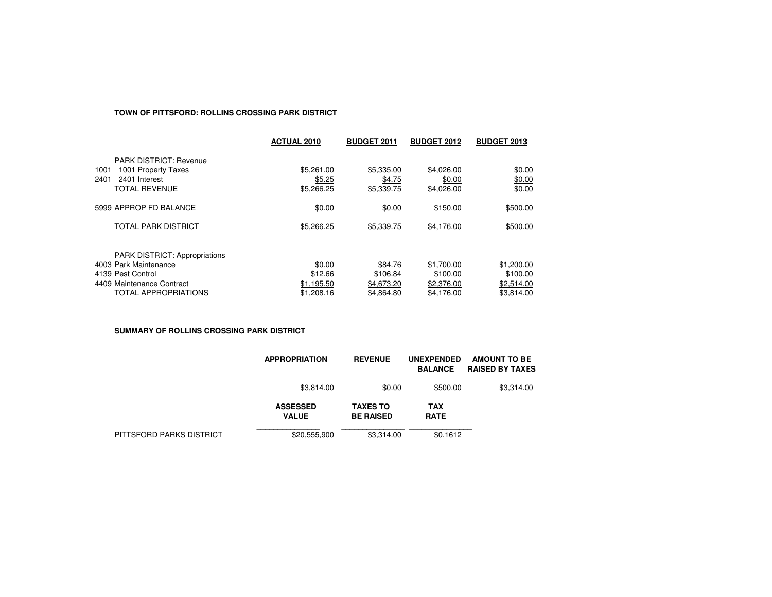**TOWN OF PITTSFORD: ROLLINS CROSSING PARK DISTRICT**

| | ACTUAL 2010 | BUDGET 2011 | BUDGET 2012 | BUDGET 2013 |
|---|---|---|---|---|
| PARK DISTRICT: Revenue | | | | |
| 1001 1001 Property Taxes | $5,261.00 | $5,335.00 | $4,026.00 | $0.00 |
| 2401 2401 Interest | $5.25 | $4.75 | $0.00 | $0.00 |
| TOTAL REVENUE | $5,266.25 | $5,339.75 | $4,026.00 | $0.00 |
| 5999 APPROP FD BALANCE | $0.00 | $0.00 | $150.00 | $500.00 |
| TOTAL PARK DISTRICT | $5,266.25 | $5,339.75 | $4,176.00 | $500.00 |
| PARK DISTRICT: Appropriations | | | | |
| 4003 Park Maintenance | $0.00 | $84.76 | $1,700.00 | $1,200.00 |
| 4139 Pest Control | $12.66 | $106.84 | $100.00 | $100.00 |
| 4409 Maintenance Contract | $1,195.50 | $4,673.20 | $2,376.00 | $2,514.00 |
| TOTAL APPROPRIATIONS | $1,208.16 | $4,864.80 | $4,176.00 | $3,814.00 |

**SUMMARY OF ROLLINS CROSSING PARK DISTRICT**

| APPROPRIATION | REVENUE | UNEXPENDED BALANCE | AMOUNT TO BE RAISED BY TAXES |
|---|---|---|---|
| $3,814.00 | $0.00 | $500.00 | $3,314.00 |

| | ASSESSED VALUE | TAXES TO BE RAISED | TAX RATE |
|---|---|---|---|
| PITTSFORD PARKS DISTRICT | $20,555,900 | $3,314.00 | $0.1612 |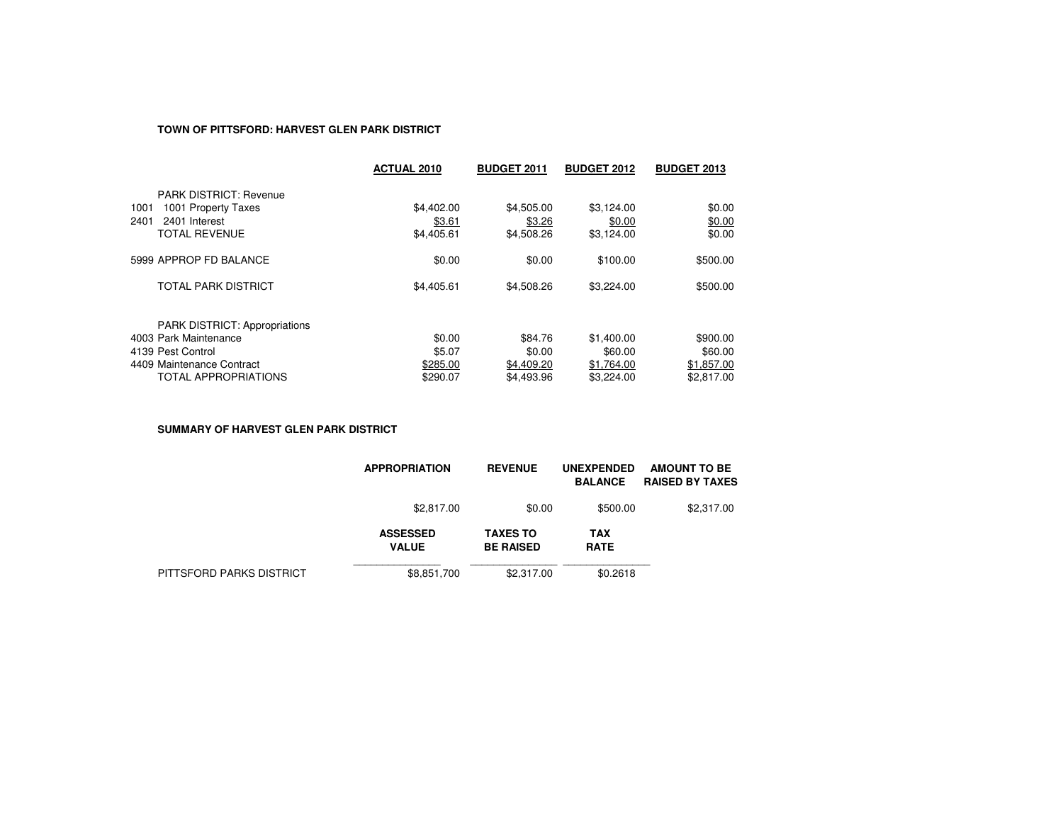**TOWN OF PITTSFORD: HARVEST GLEN PARK DISTRICT**

| | ACTUAL 2010 | BUDGET 2011 | BUDGET 2012 | BUDGET 2013 |
|---|---|---|---|---|
| PARK DISTRICT: Revenue | | | | |
| 1001 1001 Property Taxes | $4,402.00 | $4,505.00 | $3,124.00 | $0.00 |
| 2401 2401 Interest | $3.61 | $3.26 | $0.00 | $0.00 |
| TOTAL REVENUE | $4,405.61 | $4,508.26 | $3,124.00 | $0.00 |
| 5999 APPROP FD BALANCE | $0.00 | $0.00 | $100.00 | $500.00 |
| TOTAL PARK DISTRICT | $4,405.61 | $4,508.26 | $3,224.00 | $500.00 |
| PARK DISTRICT: Appropriations | | | | |
| 4003 Park Maintenance | $0.00 | $84.76 | $1,400.00 | $900.00 |
| 4139 Pest Control | $5.07 | $0.00 | $60.00 | $60.00 |
| 4409 Maintenance Contract | $285.00 | $4,409.20 | $1,764.00 | $1,857.00 |
| TOTAL APPROPRIATIONS | $290.07 | $4,493.96 | $3,224.00 | $2,817.00 |

**SUMMARY OF HARVEST GLEN PARK DISTRICT**

| | APPROPRIATION | REVENUE | UNEXPENDED BALANCE | AMOUNT TO BE RAISED BY TAXES |
|---|---|---|---|---|
| | $2,817.00 | $0.00 | $500.00 | $2,317.00 |
| | **ASSESSED VALUE** | **TAXES TO BE RAISED** | **TAX RATE** | |
| PITTSFORD PARKS DISTRICT | $8,851,700 | $2,317.00 | $0.2618 | |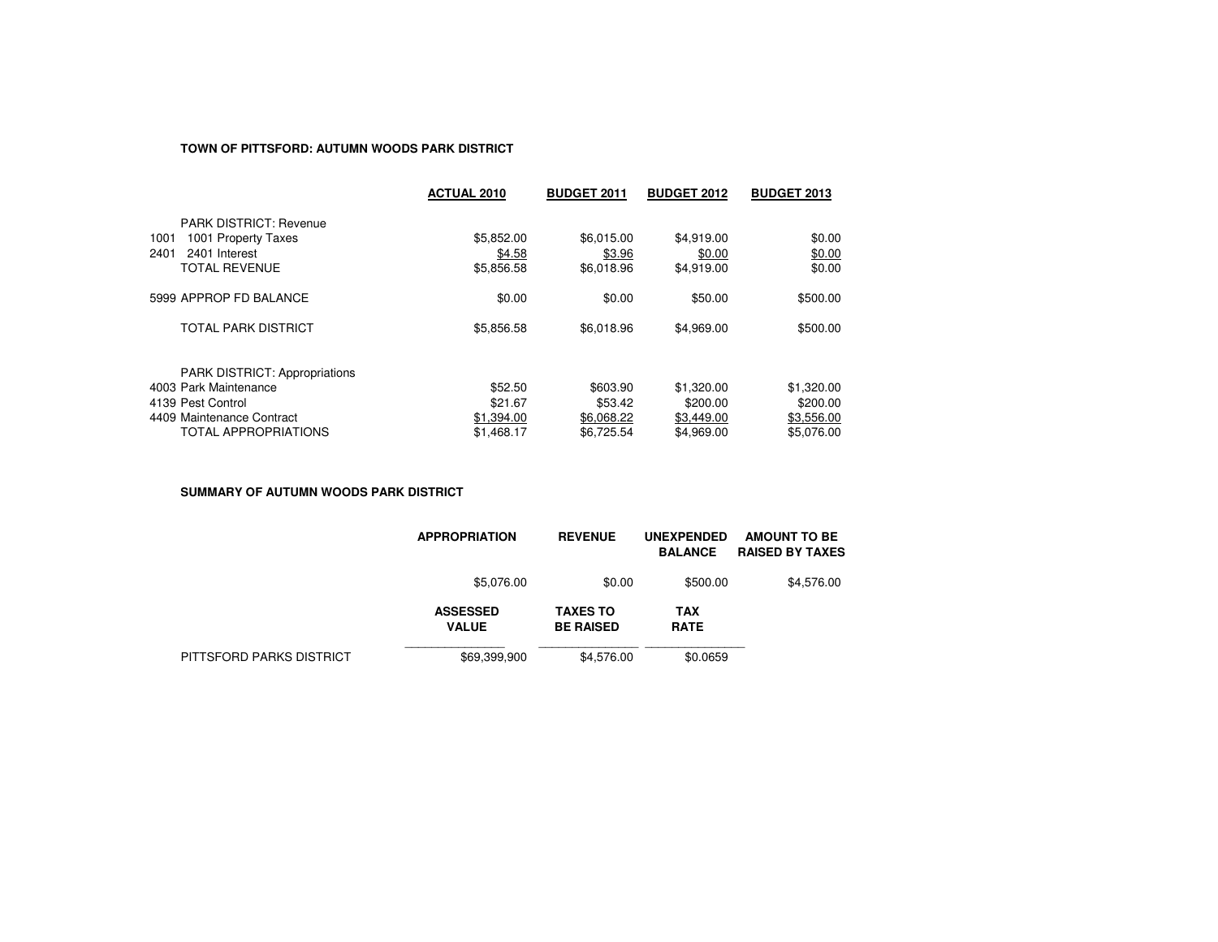**TOWN OF PITTSFORD: AUTUMN WOODS PARK DISTRICT**

| | | ACTUAL 2010 | BUDGET 2011 | BUDGET 2012 | BUDGET 2013 |
|---|---|---|---|---|---|
| | PARK DISTRICT: Revenue | | | | |
| 1001 | 1001 Property Taxes | $5,852.00 | $6,015.00 | $4,919.00 | $0.00 |
| 2401 | 2401 Interest | $4.58 | $3.96 | $0.00 | $0.00 |
| | TOTAL REVENUE | $5,856.58 | $6,018.96 | $4,919.00 | $0.00 |
| 5999 | APPROP FD BALANCE | $0.00 | $0.00 | $50.00 | $500.00 |
| | TOTAL PARK DISTRICT | $5,856.58 | $6,018.96 | $4,969.00 | $500.00 |
| | PARK DISTRICT: Appropriations | | | | |
| 4003 | Park Maintenance | $52.50 | $603.90 | $1,320.00 | $1,320.00 |
| 4139 | Pest Control | $21.67 | $53.42 | $200.00 | $200.00 |
| 4409 | Maintenance Contract | $1,394.00 | $6,068.22 | $3,449.00 | $3,556.00 |
| | TOTAL APPROPRIATIONS | $1,468.17 | $6,725.54 | $4,969.00 | $5,076.00 |

**SUMMARY OF AUTUMN WOODS PARK DISTRICT**

| | APPROPRIATION | REVENUE | UNEXPENDED BALANCE | AMOUNT TO BE RAISED BY TAXES |
|---|---|---|---|---|
| | $5,076.00 | $0.00 | $500.00 | $4,576.00 |

| | ASSESSED VALUE | TAXES TO BE RAISED | TAX RATE |
|---|---|---|---|
| PITTSFORD PARKS DISTRICT | $69,399,900 | $4,576.00 | $0.0659 |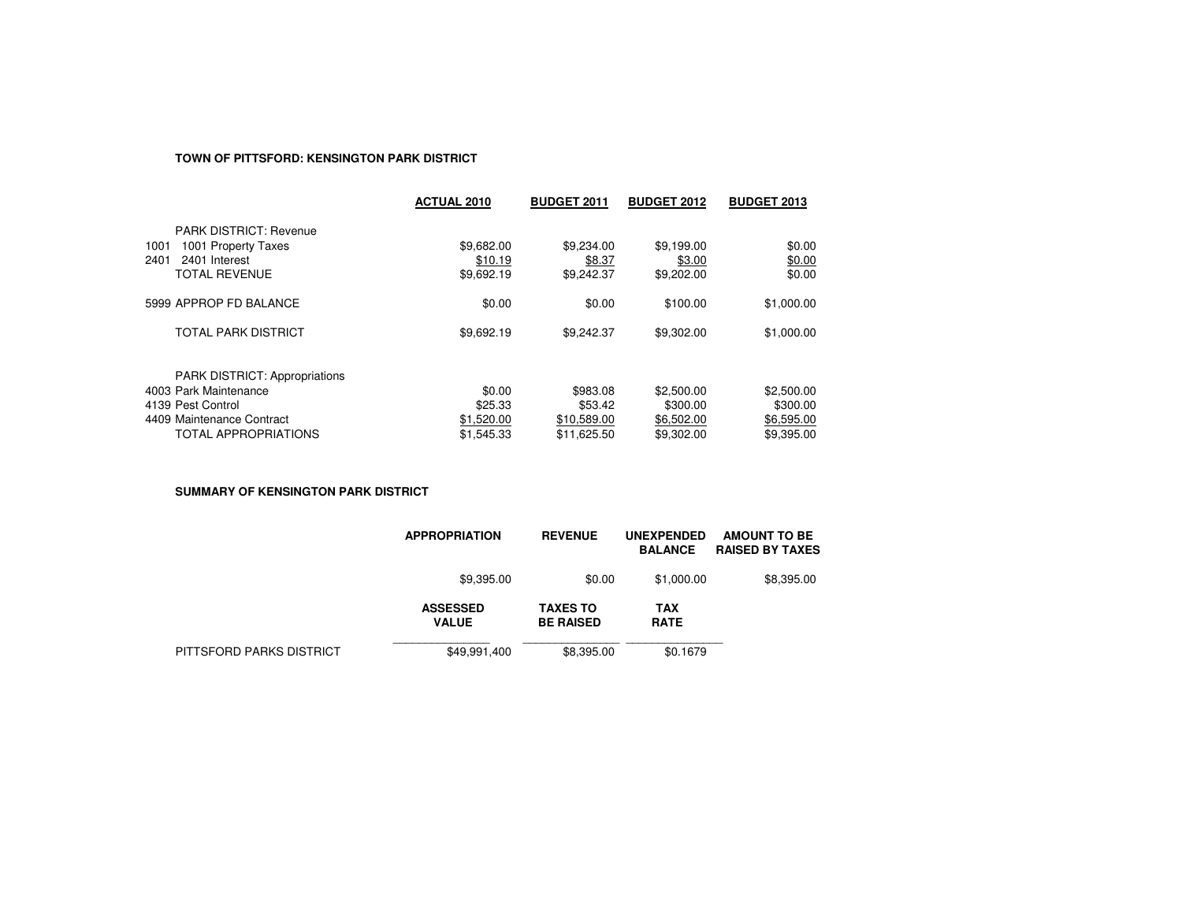**TOWN OF PITTSFORD: KENSINGTON PARK DISTRICT**

| | | ACTUAL 2010 | BUDGET 2011 | BUDGET 2012 | BUDGET 2013 |
|---|---|---|---|---|---|
| | PARK DISTRICT: Revenue | | | | |
| 1001 | 1001 Property Taxes | $9,682.00 | $9,234.00 | $9,199.00 | $0.00 |
| 2401 | 2401 Interest | $10.19 | $8.37 | $3.00 | $0.00 |
| | TOTAL REVENUE | $9,692.19 | $9,242.37 | $9,202.00 | $0.00 |
| | 5999 APPROP FD BALANCE | $0.00 | $0.00 | $100.00 | $1,000.00 |
| | TOTAL PARK DISTRICT | $9,692.19 | $9,242.37 | $9,302.00 | $1,000.00 |
| | PARK DISTRICT: Appropriations | | | | |
| | 4003 Park Maintenance | $0.00 | $983.08 | $2,500.00 | $2,500.00 |
| | 4139 Pest Control | $25.33 | $53.42 | $300.00 | $300.00 |
| | 4409 Maintenance Contract | $1,520.00 | $10,589.00 | $6,502.00 | $6,595.00 |
| | TOTAL APPROPRIATIONS | $1,545.33 | $11,625.50 | $9,302.00 | $9,395.00 |

**SUMMARY OF KENSINGTON PARK DISTRICT**

| | APPROPRIATION | REVENUE | UNEXPENDED BALANCE | AMOUNT TO BE RAISED BY TAXES |
|---|---|---|---|---|
| | $9,395.00 | $0.00 | $1,000.00 | $8,395.00 |

| | ASSESSED VALUE | TAXES TO BE RAISED | TAX RATE |
|---|---|---|---|
| PITTSFORD PARKS DISTRICT | $49,991,400 | $8,395.00 | $0.1679 |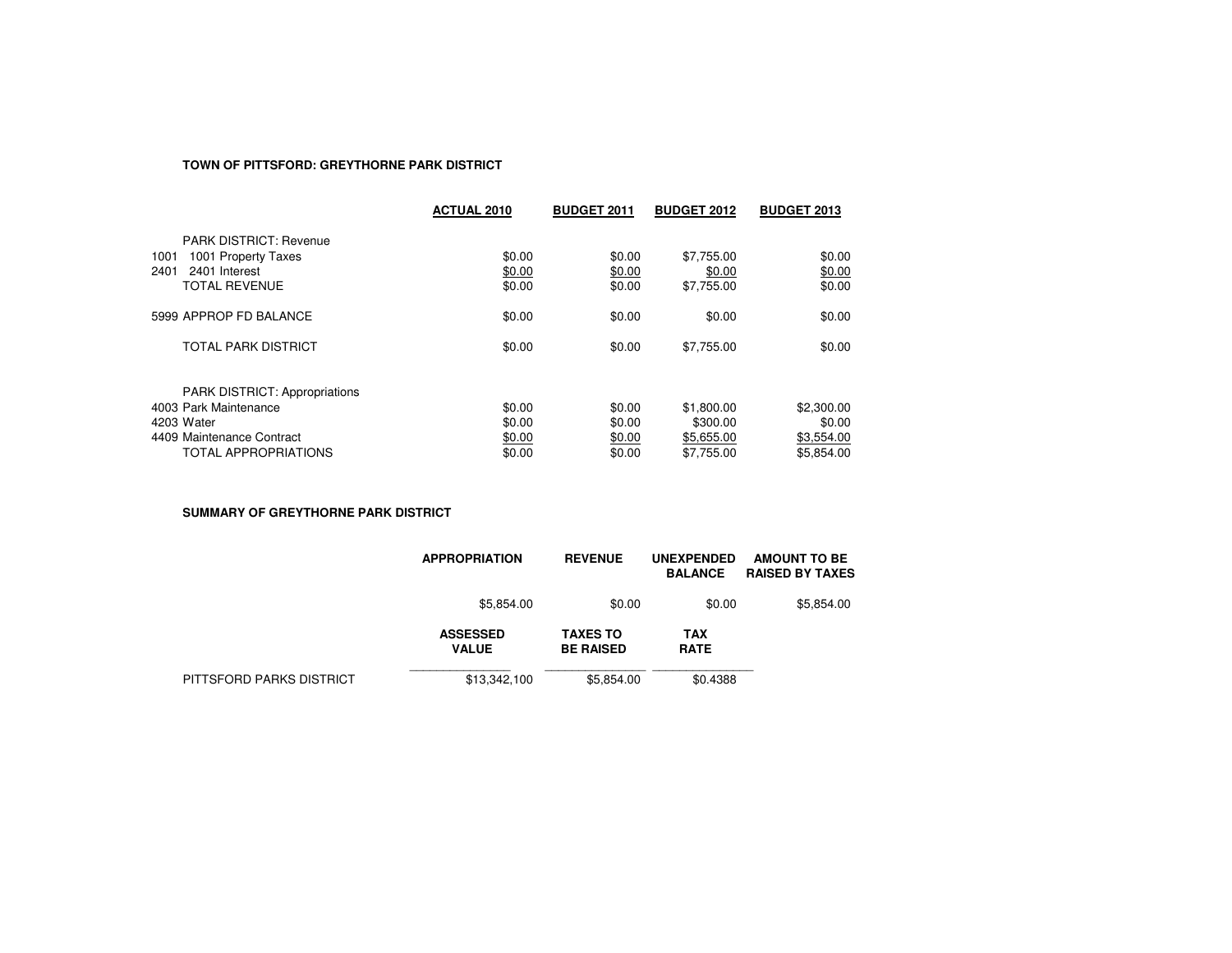**TOWN OF PITTSFORD: GREYTHORNE PARK DISTRICT**

| | | ACTUAL 2010 | BUDGET 2011 | BUDGET 2012 | BUDGET 2013 |
|---|---|---|---|---|---|
| | PARK DISTRICT: Revenue | | | | |
| 1001 | 1001 Property Taxes | $0.00 | $0.00 | $7,755.00 | $0.00 |
| 2401 | 2401 Interest | $0.00 | $0.00 | $0.00 | $0.00 |
| | TOTAL REVENUE | $0.00 | $0.00 | $7,755.00 | $0.00 |
| | 5999 APPROP FD BALANCE | $0.00 | $0.00 | $0.00 | $0.00 |
| | TOTAL PARK DISTRICT | $0.00 | $0.00 | $7,755.00 | $0.00 |
| | PARK DISTRICT: Appropriations | | | | |
| | 4003 Park Maintenance | $0.00 | $0.00 | $1,800.00 | $2,300.00 |
| | 4203 Water | $0.00 | $0.00 | $300.00 | $0.00 |
| | 4409 Maintenance Contract | $0.00 | $0.00 | $5,655.00 | $3,554.00 |
| | TOTAL APPROPRIATIONS | $0.00 | $0.00 | $7,755.00 | $5,854.00 |

**SUMMARY OF GREYTHORNE PARK DISTRICT**

| APPROPRIATION | REVENUE | UNEXPENDED BALANCE | AMOUNT TO BE RAISED BY TAXES |
|---|---|---|---|
| $5,854.00 | $0.00 | $0.00 | $5,854.00 |

| | ASSESSED VALUE | TAXES TO BE RAISED | TAX RATE |
|---|---|---|---|
| PITTSFORD PARKS DISTRICT | $13,342,100 | $5,854.00 | $0.4388 |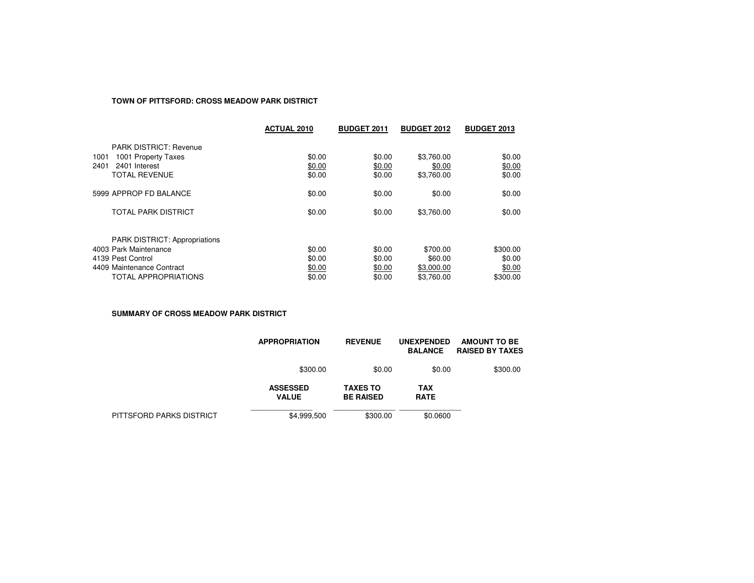**TOWN OF PITTSFORD: CROSS MEADOW PARK DISTRICT**

| | | ACTUAL 2010 | BUDGET 2011 | BUDGET 2012 | BUDGET 2013 |
|---|---|---|---|---|---|
| | PARK DISTRICT: Revenue | | | | |
| 1001 | 1001 Property Taxes | $0.00 | $0.00 | $3,760.00 | $0.00 |
| 2401 | 2401 Interest | $0.00 | $0.00 | $0.00 | $0.00 |
| | TOTAL REVENUE | $0.00 | $0.00 | $3,760.00 | $0.00 |
| 5999 | APPROP FD BALANCE | $0.00 | $0.00 | $0.00 | $0.00 |
| | TOTAL PARK DISTRICT | $0.00 | $0.00 | $3,760.00 | $0.00 |
| | PARK DISTRICT: Appropriations | | | | |
| 4003 | Park Maintenance | $0.00 | $0.00 | $700.00 | $300.00 |
| 4139 | Pest Control | $0.00 | $0.00 | $60.00 | $0.00 |
| 4409 | Maintenance Contract | $0.00 | $0.00 | $3,000.00 | $0.00 |
| | TOTAL APPROPRIATIONS | $0.00 | $0.00 | $3,760.00 | $300.00 |

**SUMMARY OF CROSS MEADOW PARK DISTRICT**

| | APPROPRIATION | REVENUE | UNEXPENDED BALANCE | AMOUNT TO BE RAISED BY TAXES |
|---|---|---|---|---|
| | $300.00 | $0.00 | $0.00 | $300.00 |

| | ASSESSED VALUE | TAXES TO BE RAISED | TAX RATE |
|---|---|---|---|
| PITTSFORD PARKS DISTRICT | $4,999,500 | $300.00 | $0.0600 |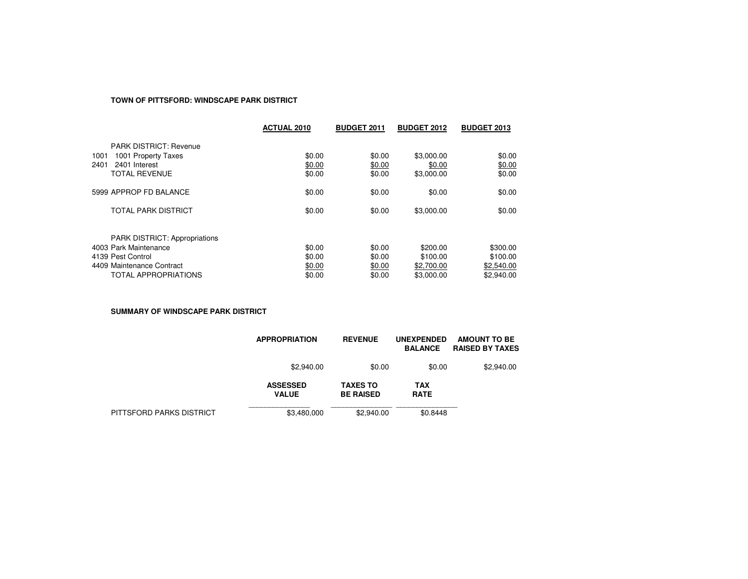**TOWN OF PITTSFORD: WINDSCAPE PARK DISTRICT**

| | | ACTUAL 2010 | BUDGET 2011 | BUDGET 2012 | BUDGET 2013 |
|---|---|---|---|---|---|
| | PARK DISTRICT: Revenue | | | | |
| 1001 | 1001 Property Taxes | $0.00 | $0.00 | $3,000.00 | $0.00 |
| 2401 | 2401 Interest | $0.00 | $0.00 | $0.00 | $0.00 |
| | TOTAL REVENUE | $0.00 | $0.00 | $3,000.00 | $0.00 |
| | 5999 APPROP FD BALANCE | $0.00 | $0.00 | $0.00 | $0.00 |
| | TOTAL PARK DISTRICT | $0.00 | $0.00 | $3,000.00 | $0.00 |
| | PARK DISTRICT: Appropriations | | | | |
| | 4003 Park Maintenance | $0.00 | $0.00 | $200.00 | $300.00 |
| | 4139 Pest Control | $0.00 | $0.00 | $100.00 | $100.00 |
| | 4409 Maintenance Contract | $0.00 | $0.00 | $2,700.00 | $2,540.00 |
| | TOTAL APPROPRIATIONS | $0.00 | $0.00 | $3,000.00 | $2,940.00 |

**SUMMARY OF WINDSCAPE PARK DISTRICT**

| | APPROPRIATION | REVENUE | UNEXPENDED BALANCE | AMOUNT TO BE RAISED BY TAXES |
|---|---|---|---|---|
| | $2,940.00 | $0.00 | $0.00 | $2,940.00 |

| | ASSESSED VALUE | TAXES TO BE RAISED | TAX RATE |
|---|---|---|---|
| PITTSFORD PARKS DISTRICT | $3,480,000 | $2,940.00 | $0.8448 |